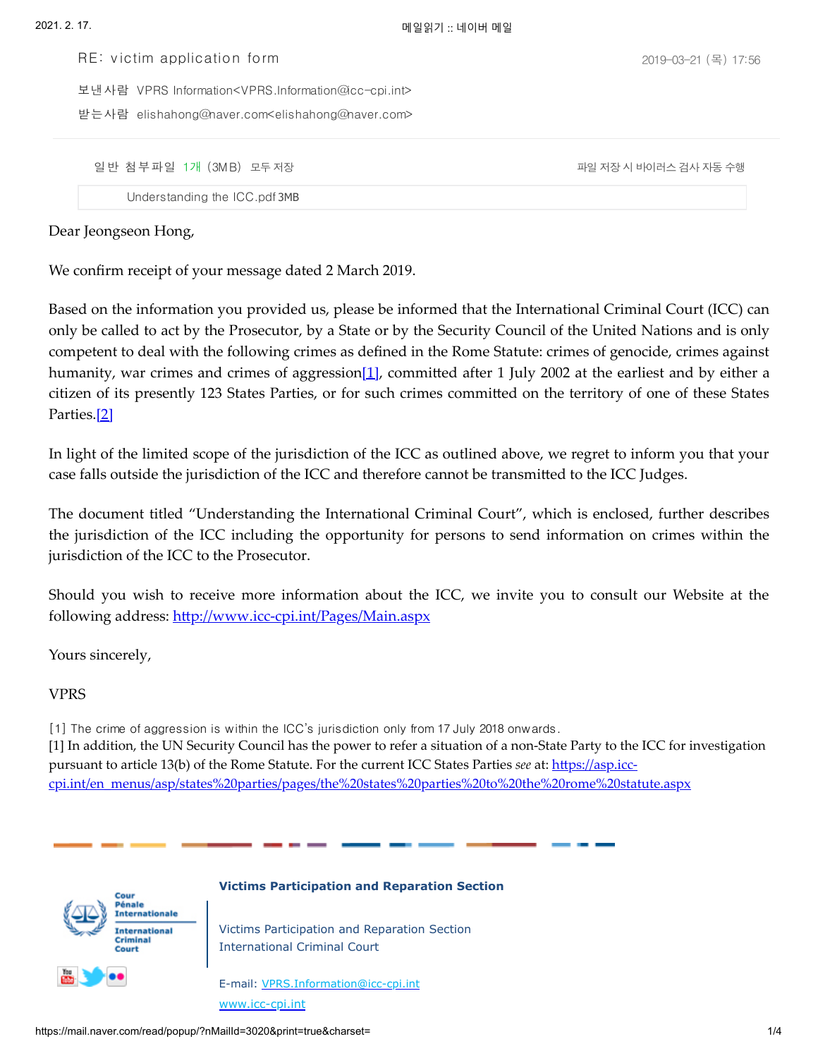RE: victim application form

2019-03-21 (목) 17:56

보낸사람 VPRS Information<VPRS.Information@icc-cpi.int>

받는사람 elishahong@naver.com<elishahong@naver.com>

일반 첨부파일 1개 (3MB) 모두 저장

파일 저장 시 바이러스 검사 자동 수행

Understanding the ICC.pdf 3MB

Dear Jeongseon Hong,

We confirm receipt of your message dated 2 March 2019.

Based on the information you provided us, please be informed that the International Criminal Court (ICC) can only be called to act by the Prosecutor, by a State or by the Security Council of the United Nations and is only competent to deal with the following crimes as defined in the Rome Statute: crimes of genocide, crimes against humanity, war crimes and crimes of aggression[1], committed after 1 July 2002 at the earliest and by either a citizen of its presently 123 States Parties, or for such crimes committed on the territory of one of these States Parties.[2]

In light of the limited scope of the jurisdiction of the ICC as outlined above, we regret to inform you that your case falls outside the jurisdiction of the ICC and therefore cannot be transmitted to the ICC Judges.

The document titled "Understanding the International Criminal Court", which is enclosed, further describes the jurisdiction of the ICC including the opportunity for persons to send information on crimes within the jurisdiction of the ICC to the Prosecutor.

Should you wish to receive more information about the ICC, we invite you to consult our Website at the following address: http://www.icc-cpi.int/Pages/Main.aspx

Yours sincerely,

VPRS

[1] The crime of aggression is within the ICC's jurisdiction only from 17 July 2018 onwards.
[1] In addition, the UN Security Council has the power to refer a situation of a non-State Party to the ICC for investigation pursuant to article 13(b) of the Rome Statute. For the current ICC States Parties *see* at: https://asp.icc-cpi.int/en_menus/asp/states%20parties/pages/the%20states%20parties%20to%20the%20rome%20statute.aspx

Cour Pénale Internationale
International Criminal Court

**Victims Participation and Reparation Section**

Victims Participation and Reparation Section
International Criminal Court

E-mail: VPRS.Information@icc-cpi.int
www.icc-cpi.int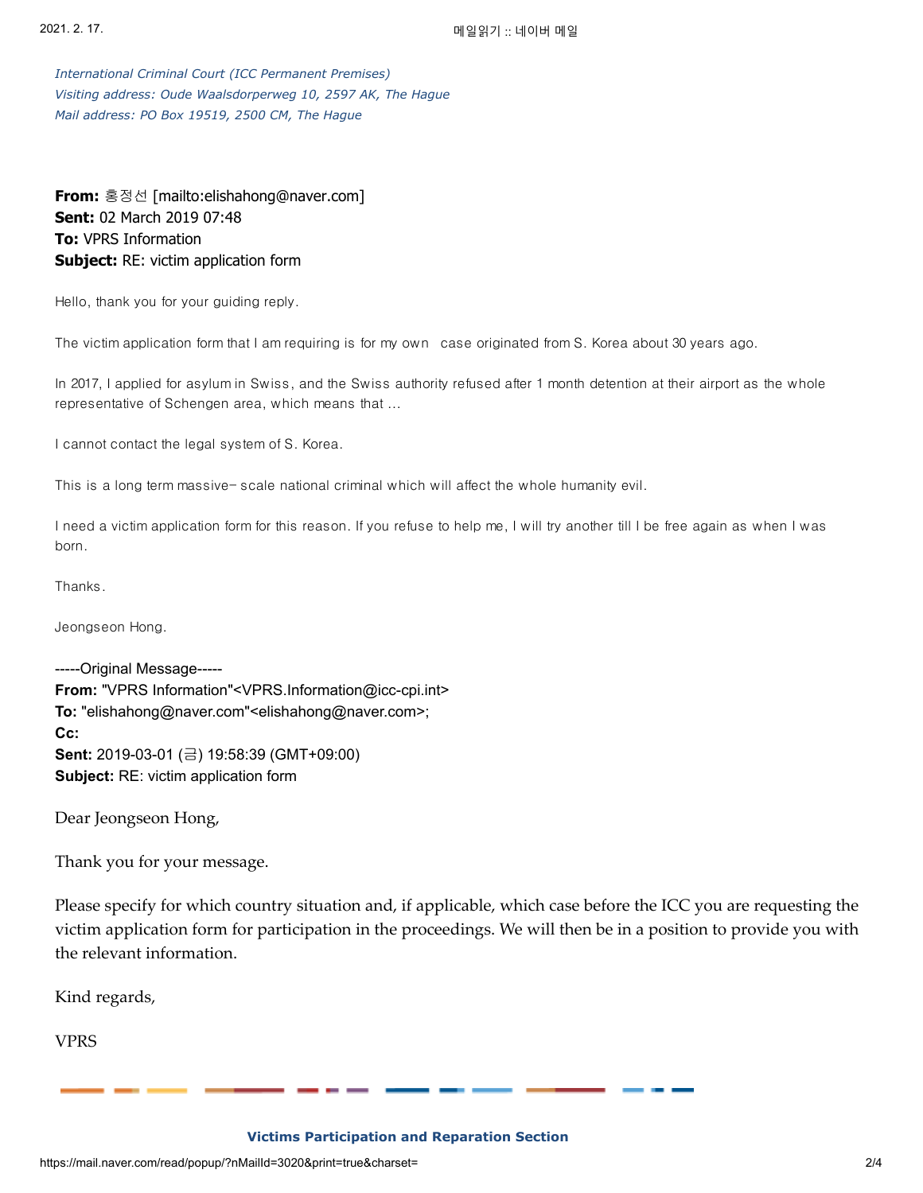*International Criminal Court (ICC Permanent Premises)*
*Visiting address: Oude Waalsdorperweg 10, 2597 AK, The Hague*
*Mail address: PO Box 19519, 2500 CM, The Hague*

**From:** 홍정선 [mailto:elishahong@naver.com]
**Sent:** 02 March 2019 07:48
**To:** VPRS Information
**Subject:** RE: victim application form

Hello, thank you for your guiding reply.

The victim application form that I am requiring is for my own case originated from S. Korea about 30 years ago.

In 2017, I applied for asylum in Swiss, and the Swiss authority refused after 1 month detention at their airport as the whole representative of Schengen area, which means that ...

I cannot contact the legal system of S. Korea.

This is a long term massive- scale national criminal which will affect the whole humanity evil.

I need a victim application form for this reason. If you refuse to help me, I will try another till I be free again as when I was born.

Thanks.

Jeongseon Hong.

-----Original Message-----
**From:** "VPRS Information"<VPRS.Information@icc-cpi.int>
**To:** "elishahong@naver.com"<elishahong@naver.com>;
**Cc:**
**Sent:** 2019-03-01 (금) 19:58:39 (GMT+09:00)
**Subject:** RE: victim application form

Dear Jeongseon Hong,

Thank you for your message.

Please specify for which country situation and, if applicable, which case before the ICC you are requesting the victim application form for participation in the proceedings. We will then be in a position to provide you with the relevant information.

Kind regards,

VPRS

**Victims Participation and Reparation Section**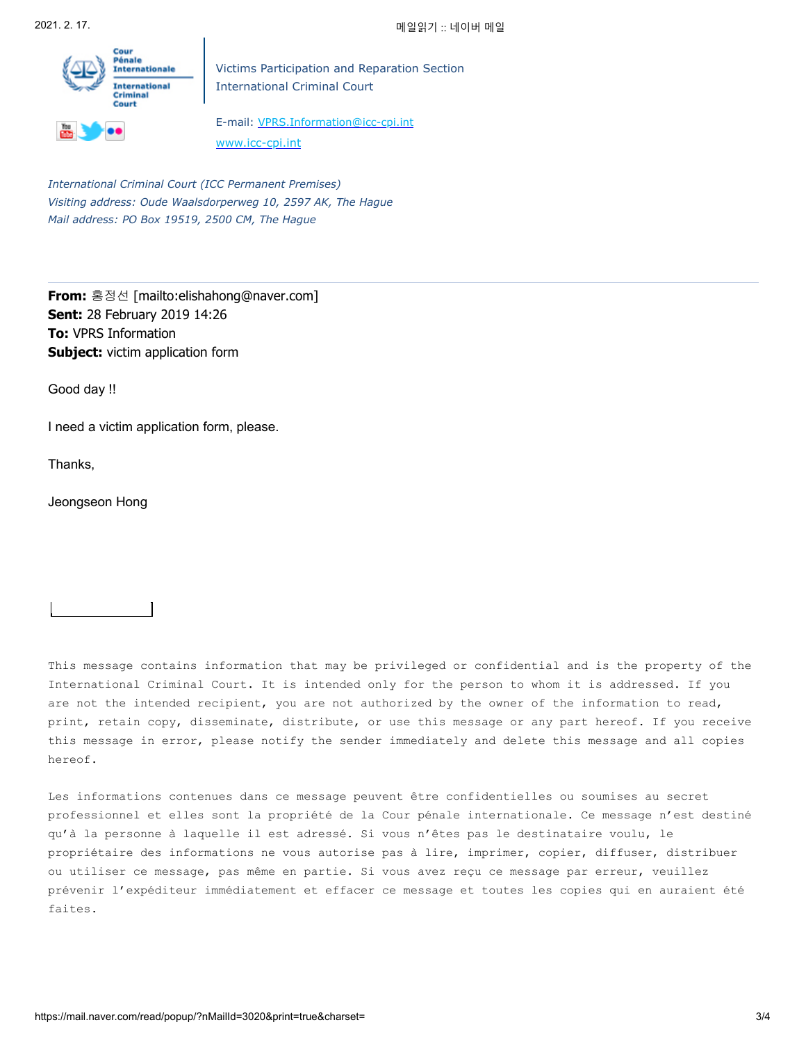Cour Pénale Internationale

International Criminal Court

Victims Participation and Reparation Section
International Criminal Court

E-mail: VPRS.Information@icc-cpi.int
www.icc-cpi.int

*International Criminal Court (ICC Permanent Premises)*
*Visiting address: Oude Waalsdorperweg 10, 2597 AK, The Hague*
*Mail address: PO Box 19519, 2500 CM, The Hague*

---

**From:** 홍정선 [mailto:elishahong@naver.com]
**Sent:** 28 February 2019 14:26
**To:** VPRS Information
**Subject:** victim application form

Good day !!

I need a victim application form, please.

Thanks,

Jeongseon Hong

This message contains information that may be privileged or confidential and is the property of the International Criminal Court. It is intended only for the person to whom it is addressed. If you are not the intended recipient, you are not authorized by the owner of the information to read, print, retain copy, disseminate, distribute, or use this message or any part hereof. If you receive this message in error, please notify the sender immediately and delete this message and all copies hereof.

Les informations contenues dans ce message peuvent être confidentielles ou soumises au secret professionnel et elles sont la propriété de la Cour pénale internationale. Ce message n'est destiné qu'à la personne à laquelle il est adressé. Si vous n'êtes pas le destinataire voulu, le propriétaire des informations ne vous autorise pas à lire, imprimer, copier, diffuser, distribuer ou utiliser ce message, pas même en partie. Si vous avez reçu ce message par erreur, veuillez prévenir l'expéditeur immédiatement et effacer ce message et toutes les copies qui en auraient été faites.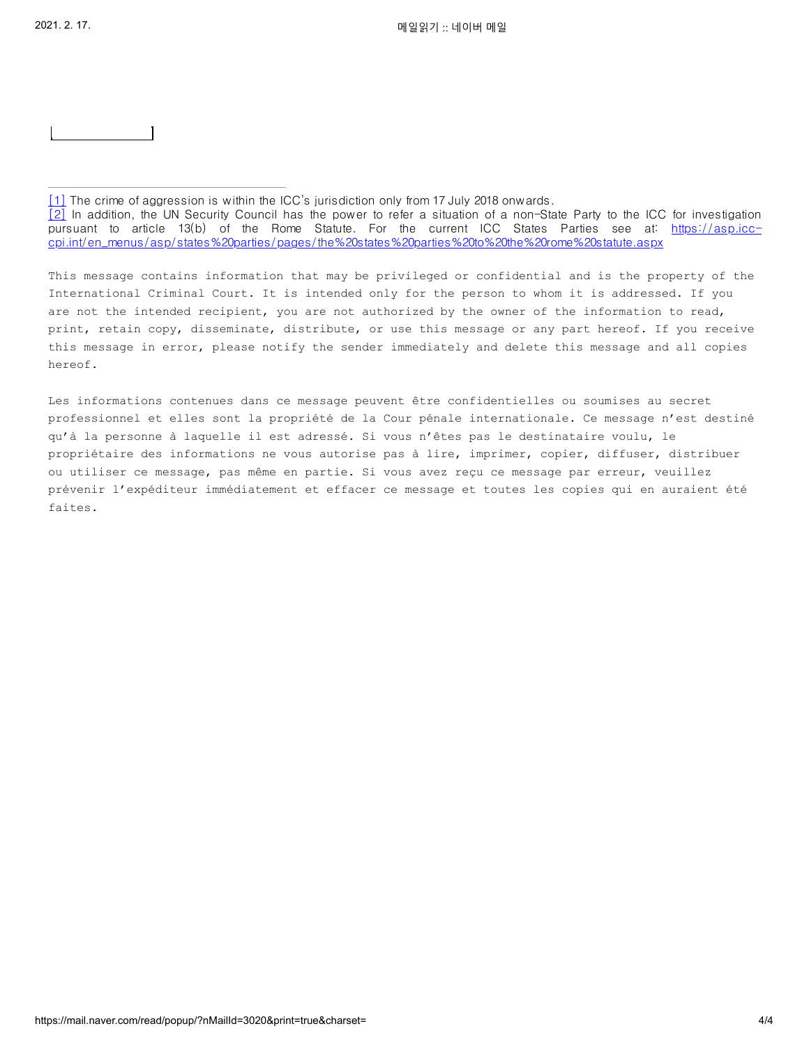[1] The crime of aggression is within the ICC's jurisdiction only from 17 July 2018 onwards.

[2] In addition, the UN Security Council has the power to refer a situation of a non-State Party to the ICC for investigation pursuant to article 13(b) of the Rome Statute. For the current ICC States Parties see at: https://asp.icc-cpi.int/en_menus/asp/states%20parties/pages/the%20states%20parties%20to%20the%20rome%20statute.aspx

This message contains information that may be privileged or confidential and is the property of the International Criminal Court. It is intended only for the person to whom it is addressed. If you are not the intended recipient, you are not authorized by the owner of the information to read, print, retain copy, disseminate, distribute, or use this message or any part hereof. If you receive this message in error, please notify the sender immediately and delete this message and all copies hereof.

Les informations contenues dans ce message peuvent être confidentielles ou soumises au secret professionnel et elles sont la propriété de la Cour pénale internationale. Ce message n'est destiné qu'à la personne à laquelle il est adressé. Si vous n'êtes pas le destinataire voulu, le propriétaire des informations ne vous autorise pas à lire, imprimer, copier, diffuser, distribuer ou utiliser ce message, pas même en partie. Si vous avez reçu ce message par erreur, veuillez prévenir l'expéditeur immédiatement et effacer ce message et toutes les copies qui en auraient été faites.